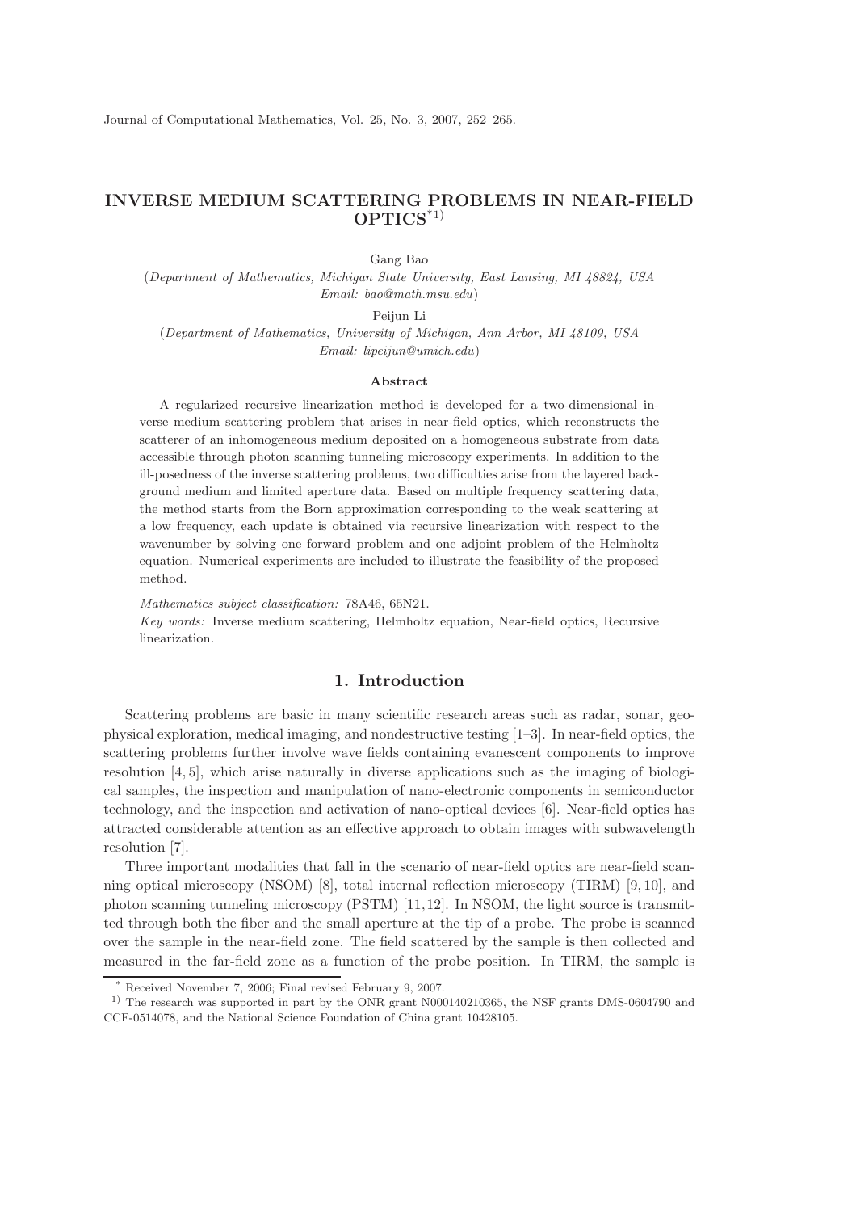# INVERSE MEDIUM SCATTERING PROBLEMS IN NEAR-FIELD OPTICS*[1)]

Gang Bao

(*Department of Mathematics, Michigan State University, East Lansing, MI 48824, USA*
*Email: bao@math.msu.edu*)

Peijun Li

(*Department of Mathematics, University of Michigan, Ann Arbor, MI 48109, USA*
*Email: lipeijun@umich.edu*)

### Abstract

A regularized recursive linearization method is developed for a two-dimensional inverse medium scattering problem that arises in near-field optics, which reconstructs the scatterer of an inhomogeneous medium deposited on a homogeneous substrate from data accessible through photon scanning tunneling microscopy experiments. In addition to the ill-posedness of the inverse scattering problems, two difficulties arise from the layered background medium and limited aperture data. Based on multiple frequency scattering data, the method starts from the Born approximation corresponding to the weak scattering at a low frequency, each update is obtained via recursive linearization with respect to the wavenumber by solving one forward problem and one adjoint problem of the Helmholtz equation. Numerical experiments are included to illustrate the feasibility of the proposed method.

*Mathematics subject classification:* 78A46, 65N21.

*Key words:* Inverse medium scattering, Helmholtz equation, Near-field optics, Recursive linearization.

## 1. Introduction

Scattering problems are basic in many scientific research areas such as radar, sonar, geophysical exploration, medical imaging, and nondestructive testing [1–3]. In near-field optics, the scattering problems further involve wave fields containing evanescent components to improve resolution [4, 5], which arise naturally in diverse applications such as the imaging of biological samples, the inspection and manipulation of nano-electronic components in semiconductor technology, and the inspection and activation of nano-optical devices [6]. Near-field optics has attracted considerable attention as an effective approach to obtain images with subwavelength resolution [7].

Three important modalities that fall in the scenario of near-field optics are near-field scanning optical microscopy (NSOM) [8], total internal reflection microscopy (TIRM) [9, 10], and photon scanning tunneling microscopy (PSTM) [11, 12]. In NSOM, the light source is transmitted through both the fiber and the small aperture at the tip of a probe. The probe is scanned over the sample in the near-field zone. The field scattered by the sample is then collected and measured in the far-field zone as a function of the probe position. In TIRM, the sample is

---

\* Received November 7, 2006; Final revised February 9, 2007.

1) The research was supported in part by the ONR grant N000140210365, the NSF grants DMS-0604790 and CCF-0514078, and the National Science Foundation of China grant 10428105.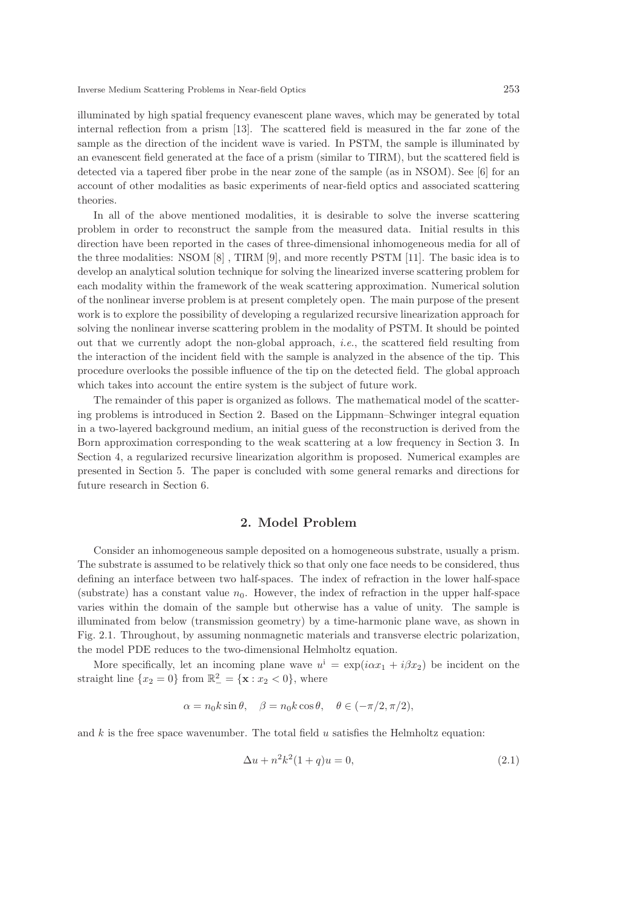illuminated by high spatial frequency evanescent plane waves, which may be generated by total internal reflection from a prism [13]. The scattered field is measured in the far zone of the sample as the direction of the incident wave is varied. In PSTM, the sample is illuminated by an evanescent field generated at the face of a prism (similar to TIRM), but the scattered field is detected via a tapered fiber probe in the near zone of the sample (as in NSOM). See [6] for an account of other modalities as basic experiments of near-field optics and associated scattering theories.

In all of the above mentioned modalities, it is desirable to solve the inverse scattering problem in order to reconstruct the sample from the measured data. Initial results in this direction have been reported in the cases of three-dimensional inhomogeneous media for all of the three modalities: NSOM [8] , TIRM [9], and more recently PSTM [11]. The basic idea is to develop an analytical solution technique for solving the linearized inverse scattering problem for each modality within the framework of the weak scattering approximation. Numerical solution of the nonlinear inverse problem is at present completely open. The main purpose of the present work is to explore the possibility of developing a regularized recursive linearization approach for solving the nonlinear inverse scattering problem in the modality of PSTM. It should be pointed out that we currently adopt the non-global approach, *i.e.*, the scattered field resulting from the interaction of the incident field with the sample is analyzed in the absence of the tip. This procedure overlooks the possible influence of the tip on the detected field. The global approach which takes into account the entire system is the subject of future work.

The remainder of this paper is organized as follows. The mathematical model of the scattering problems is introduced in Section 2. Based on the Lippmann–Schwinger integral equation in a two-layered background medium, an initial guess of the reconstruction is derived from the Born approximation corresponding to the weak scattering at a low frequency in Section 3. In Section 4, a regularized recursive linearization algorithm is proposed. Numerical examples are presented in Section 5. The paper is concluded with some general remarks and directions for future research in Section 6.

## 2. Model Problem

Consider an inhomogeneous sample deposited on a homogeneous substrate, usually a prism. The substrate is assumed to be relatively thick so that only one face needs to be considered, thus defining an interface between two half-spaces. The index of refraction in the lower half-space (substrate) has a constant value $n_0$. However, the index of refraction in the upper half-space varies within the domain of the sample but otherwise has a value of unity. The sample is illuminated from below (transmission geometry) by a time-harmonic plane wave, as shown in Fig. 2.1. Throughout, by assuming nonmagnetic materials and transverse electric polarization, the model PDE reduces to the two-dimensional Helmholtz equation.

More specifically, let an incoming plane wave $u^{\rm i} = \exp(i\alpha x_1 + i\beta x_2)$ be incident on the straight line $\{x_2 = 0\}$ from $\mathbb{R}^2_- = \{\mathbf{x} : x_2 < 0\}$, where

$$\alpha = n_0 k \sin\theta, \quad \beta = n_0 k \cos\theta, \quad \theta \in (-\pi/2, \pi/2),$$

and $k$ is the free space wavenumber. The total field $u$ satisfies the Helmholtz equation:

$$\Delta u + n^2 k^2 (1 + q) u = 0, \tag{2.1}$$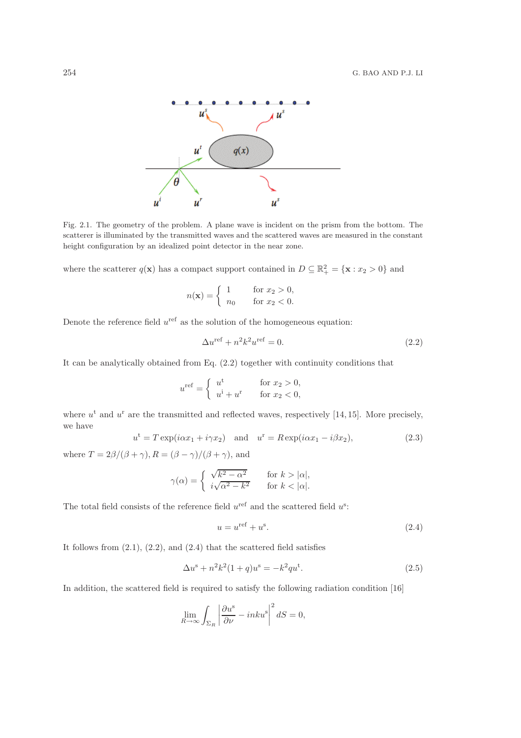Fig. 2.1. The geometry of the problem. A plane wave is incident on the prism from the bottom. The scatterer is illuminated by the transmitted waves and the scattered waves are measured in the constant height configuration by an idealized point detector in the near zone.

where the scatterer $q(\mathbf{x})$ has a compact support contained in $D \subseteq \mathbb{R}^2_+ = \{\mathbf{x} : x_2 > 0\}$ and

$$n(\mathbf{x}) = \begin{cases} 1 & \text{for } x_2 > 0, \\ n_0 & \text{for } x_2 < 0. \end{cases}$$

Denote the reference field $u^{\mathrm{ref}}$ as the solution of the homogeneous equation:

$$\Delta u^{\mathrm{ref}} + n^2 k^2 u^{\mathrm{ref}} = 0. \tag{2.2}$$

It can be analytically obtained from Eq. (2.2) together with continuity conditions that

$$u^{\mathrm{ref}} = \begin{cases} u^{\mathrm{t}} & \text{for } x_2 > 0, \\ u^{\mathrm{i}} + u^{\mathrm{r}} & \text{for } x_2 < 0, \end{cases}$$

where $u^{\mathrm{t}}$ and $u^{\mathrm{r}}$ are the transmitted and reflected waves, respectively [14, 15]. More precisely, we have

$$u^{\mathrm{t}} = T\exp(i\alpha x_1 + i\gamma x_2) \quad \text{and} \quad u^{\mathrm{r}} = R\exp(i\alpha x_1 - i\beta x_2), \tag{2.3}$$

where $T = 2\beta/(\beta+\gamma)$, $R = (\beta-\gamma)/(\beta+\gamma)$, and

$$\gamma(\alpha) = \begin{cases} \sqrt{k^2 - \alpha^2} & \text{for } k > |\alpha|, \\ i\sqrt{\alpha^2 - k^2} & \text{for } k < |\alpha|. \end{cases}$$

The total field consists of the reference field $u^{\mathrm{ref}}$ and the scattered field $u^{\mathrm{s}}$:

$$u = u^{\mathrm{ref}} + u^{\mathrm{s}}. \tag{2.4}$$

It follows from (2.1), (2.2), and (2.4) that the scattered field satisfies

$$\Delta u^{\mathrm{s}} + n^2 k^2 (1+q) u^{\mathrm{s}} = -k^2 q u^{\mathrm{t}}. \tag{2.5}$$

In addition, the scattered field is required to satisfy the following radiation condition [16]

$$\lim_{R\to\infty} \int_{\Sigma_R} \left| \frac{\partial u^{\mathrm{s}}}{\partial \nu} - inku^{\mathrm{s}} \right|^2 dS = 0,$$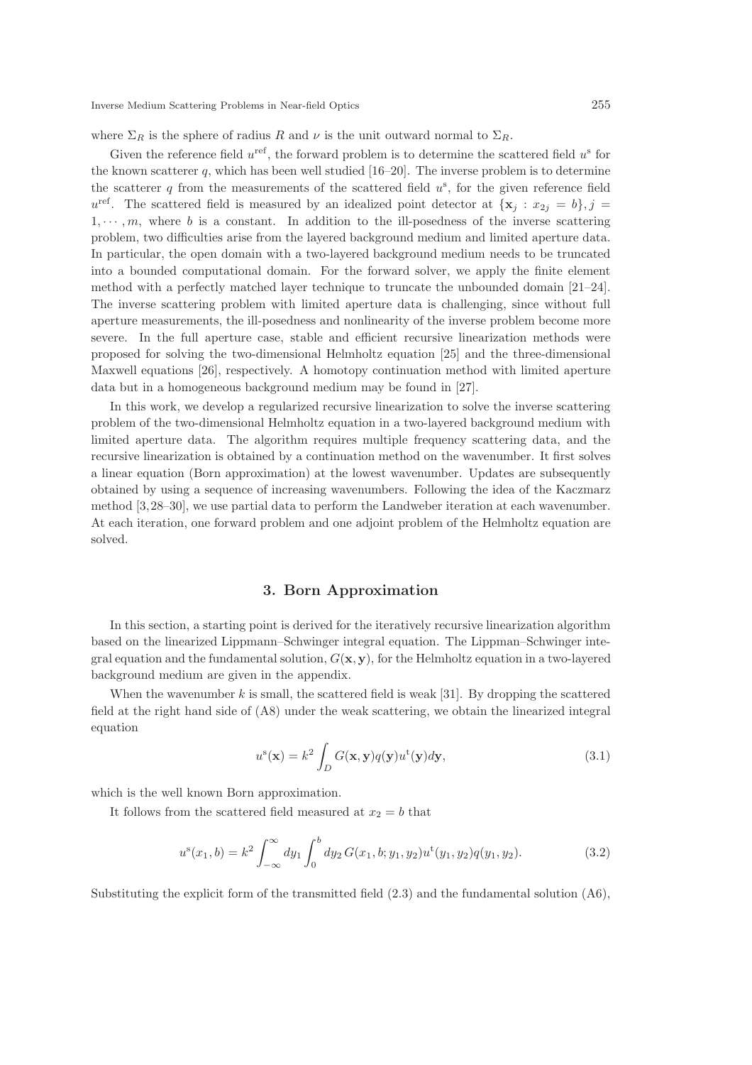where $\Sigma_R$ is the sphere of radius $R$ and $\nu$ is the unit outward normal to $\Sigma_R$.

Given the reference field $u^{\rm ref}$, the forward problem is to determine the scattered field $u^{\rm s}$ for the known scatterer $q$, which has been well studied [16–20]. The inverse problem is to determine the scatterer $q$ from the measurements of the scattered field $u^{\rm s}$, for the given reference field $u^{\rm ref}$. The scattered field is measured by an idealized point detector at $\{\mathbf{x}_j : x_{2j} = b\}, j = 1, \cdots, m$, where $b$ is a constant. In addition to the ill-posedness of the inverse scattering problem, two difficulties arise from the layered background medium and limited aperture data. In particular, the open domain with a two-layered background medium needs to be truncated into a bounded computational domain. For the forward solver, we apply the finite element method with a perfectly matched layer technique to truncate the unbounded domain [21–24]. The inverse scattering problem with limited aperture data is challenging, since without full aperture measurements, the ill-posedness and nonlinearity of the inverse problem become more severe. In the full aperture case, stable and efficient recursive linearization methods were proposed for solving the two-dimensional Helmholtz equation [25] and the three-dimensional Maxwell equations [26], respectively. A homotopy continuation method with limited aperture data but in a homogeneous background medium may be found in [27].

In this work, we develop a regularized recursive linearization to solve the inverse scattering problem of the two-dimensional Helmholtz equation in a two-layered background medium with limited aperture data. The algorithm requires multiple frequency scattering data, and the recursive linearization is obtained by a continuation method on the wavenumber. It first solves a linear equation (Born approximation) at the lowest wavenumber. Updates are subsequently obtained by using a sequence of increasing wavenumbers. Following the idea of the Kaczmarz method [3,28–30], we use partial data to perform the Landweber iteration at each wavenumber. At each iteration, one forward problem and one adjoint problem of the Helmholtz equation are solved.

## 3. Born Approximation

In this section, a starting point is derived for the iteratively recursive linearization algorithm based on the linearized Lippmann–Schwinger integral equation. The Lippman–Schwinger integral equation and the fundamental solution, $G(\mathbf{x}, \mathbf{y})$, for the Helmholtz equation in a two-layered background medium are given in the appendix.

When the wavenumber $k$ is small, the scattered field is weak [31]. By dropping the scattered field at the right hand side of (A8) under the weak scattering, we obtain the linearized integral equation

$$u^{\rm s}(\mathbf{x}) = k^2 \int_D G(\mathbf{x}, \mathbf{y}) q(\mathbf{y}) u^{\rm t}(\mathbf{y}) d\mathbf{y}, \tag{3.1}$$

which is the well known Born approximation.

It follows from the scattered field measured at $x_2 = b$ that

$$u^{\rm s}(x_1, b) = k^2 \int_{-\infty}^{\infty} dy_1 \int_0^b dy_2 \, G(x_1, b; y_1, y_2) u^{\rm t}(y_1, y_2) q(y_1, y_2). \tag{3.2}$$

Substituting the explicit form of the transmitted field (2.3) and the fundamental solution (A6),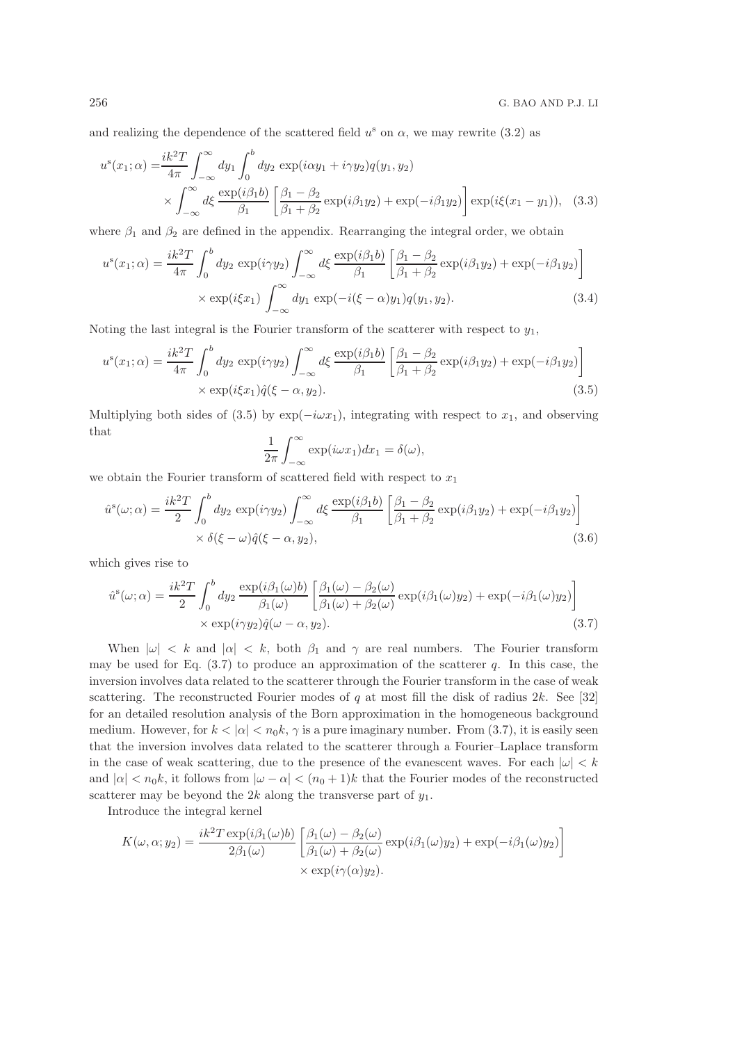and realizing the dependence of the scattered field $u^{\rm s}$ on $\alpha$, we may rewrite (3.2) as

$$
\begin{aligned}
u^{\rm s}(x_1;\alpha) =& \frac{ik^2T}{4\pi}\int_{-\infty}^{\infty}dy_1\int_0^b dy_2\,\exp(i\alpha y_1 + i\gamma y_2)q(y_1,y_2)\\
&\times\int_{-\infty}^{\infty}d\xi\,\frac{\exp(i\beta_1 b)}{\beta_1}\left[\frac{\beta_1-\beta_2}{\beta_1+\beta_2}\exp(i\beta_1 y_2)+\exp(-i\beta_1 y_2)\right]\exp(i\xi(x_1-y_1)), \quad (3.3)
\end{aligned}
$$

where $\beta_1$ and $\beta_2$ are defined in the appendix. Rearranging the integral order, we obtain

$$
\begin{aligned}
u^{\rm s}(x_1;\alpha) =& \frac{ik^2T}{4\pi}\int_0^b dy_2\,\exp(i\gamma y_2)\int_{-\infty}^{\infty}d\xi\,\frac{\exp(i\beta_1 b)}{\beta_1}\left[\frac{\beta_1-\beta_2}{\beta_1+\beta_2}\exp(i\beta_1 y_2)+\exp(-i\beta_1 y_2)\right]\\
&\times\exp(i\xi x_1)\int_{-\infty}^{\infty}dy_1\,\exp(-i(\xi-\alpha)y_1)q(y_1,y_2). \quad (3.4)
\end{aligned}
$$

Noting the last integral is the Fourier transform of the scatterer with respect to $y_1$,

$$
\begin{aligned}
u^{\rm s}(x_1;\alpha) =& \frac{ik^2T}{4\pi}\int_0^b dy_2\,\exp(i\gamma y_2)\int_{-\infty}^{\infty}d\xi\,\frac{\exp(i\beta_1 b)}{\beta_1}\left[\frac{\beta_1-\beta_2}{\beta_1+\beta_2}\exp(i\beta_1 y_2)+\exp(-i\beta_1 y_2)\right]\\
&\times\exp(i\xi x_1)\hat{q}(\xi-\alpha,y_2). \quad (3.5)
\end{aligned}
$$

Multiplying both sides of (3.5) by $\exp(-i\omega x_1)$, integrating with respect to $x_1$, and observing that

$$
\frac{1}{2\pi}\int_{-\infty}^{\infty}\exp(i\omega x_1)dx_1 = \delta(\omega),
$$

we obtain the Fourier transform of scattered field with respect to $x_1$

$$
\begin{aligned}
\hat{u}^{\rm s}(\omega;\alpha) =& \frac{ik^2T}{2}\int_0^b dy_2\,\exp(i\gamma y_2)\int_{-\infty}^{\infty}d\xi\,\frac{\exp(i\beta_1 b)}{\beta_1}\left[\frac{\beta_1-\beta_2}{\beta_1+\beta_2}\exp(i\beta_1 y_2)+\exp(-i\beta_1 y_2)\right]\\
&\times\delta(\xi-\omega)\hat{q}(\xi-\alpha,y_2), \quad (3.6)
\end{aligned}
$$

which gives rise to

$$
\begin{aligned}
\hat{u}^{\rm s}(\omega;\alpha) =& \frac{ik^2T}{2}\int_0^b dy_2\,\frac{\exp(i\beta_1(\omega)b)}{\beta_1(\omega)}\left[\frac{\beta_1(\omega)-\beta_2(\omega)}{\beta_1(\omega)+\beta_2(\omega)}\exp(i\beta_1(\omega)y_2)+\exp(-i\beta_1(\omega)y_2)\right]\\
&\times\exp(i\gamma y_2)\hat{q}(\omega-\alpha,y_2). \quad (3.7)
\end{aligned}
$$

When $|\omega| < k$ and $|\alpha| < k$, both $\beta_1$ and $\gamma$ are real numbers. The Fourier transform may be used for Eq. (3.7) to produce an approximation of the scatterer $q$. In this case, the inversion involves data related to the scatterer through the Fourier transform in the case of weak scattering. The reconstructed Fourier modes of $q$ at most fill the disk of radius $2k$. See [32] for an detailed resolution analysis of the Born approximation in the homogeneous background medium. However, for $k < |\alpha| < n_0 k$, $\gamma$ is a pure imaginary number. From (3.7), it is easily seen that the inversion involves data related to the scatterer through a Fourier–Laplace transform in the case of weak scattering, due to the presence of the evanescent waves. For each $|\omega| < k$ and $|\alpha| < n_0 k$, it follows from $|\omega - \alpha| < (n_0+1)k$ that the Fourier modes of the reconstructed scatterer may be beyond the $2k$ along the transverse part of $y_1$.

Introduce the integral kernel

$$
\begin{aligned}
K(\omega,\alpha;y_2) =& \frac{ik^2T\exp(i\beta_1(\omega)b)}{2\beta_1(\omega)}\left[\frac{\beta_1(\omega)-\beta_2(\omega)}{\beta_1(\omega)+\beta_2(\omega)}\exp(i\beta_1(\omega)y_2)+\exp(-i\beta_1(\omega)y_2)\right]\\
&\times\exp(i\gamma(\alpha)y_2).
\end{aligned}
$$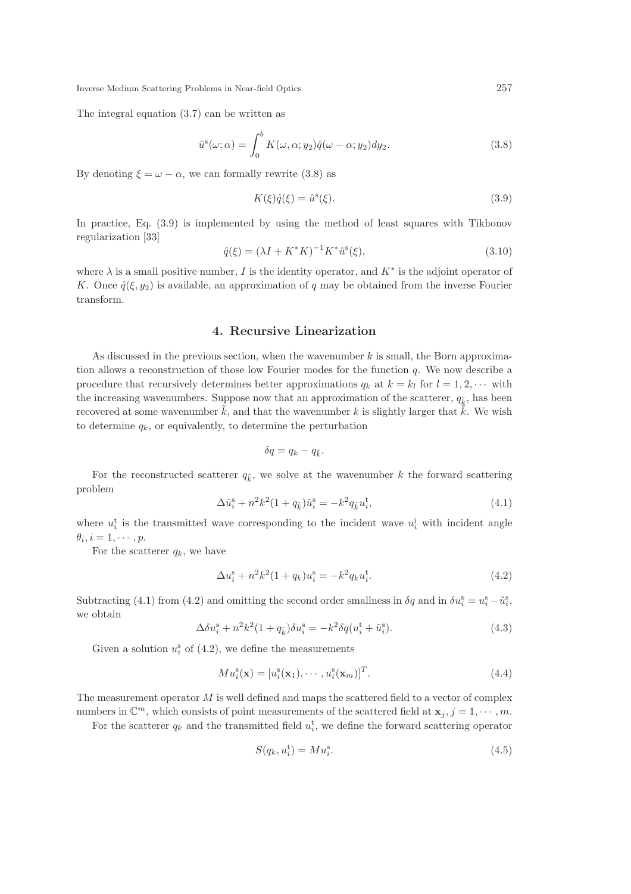The integral equation (3.7) can be written as

$$\hat{u}^{\mathrm{s}}(\omega;\alpha) = \int_0^b K(\omega,\alpha;y_2)\hat{q}(\omega-\alpha;y_2)dy_2. \tag{3.8}$$

By denoting $\xi = \omega - \alpha$, we can formally rewrite (3.8) as

$$K(\xi)\hat{q}(\xi) = \hat{u}^{\mathrm{s}}(\xi). \tag{3.9}$$

In practice, Eq. (3.9) is implemented by using the method of least squares with Tikhonov regularization [33]

$$\hat{q}(\xi) = (\lambda I + K^*K)^{-1}K^*\hat{u}^{\mathrm{s}}(\xi), \tag{3.10}$$

where $\lambda$ is a small positive number, $I$ is the identity operator, and $K^*$ is the adjoint operator of $K$. Once $\hat{q}(\xi, y_2)$ is available, an approximation of $q$ may be obtained from the inverse Fourier transform.

## 4. Recursive Linearization

As discussed in the previous section, when the wavenumber $k$ is small, the Born approximation allows a reconstruction of those low Fourier modes for the function $q$. We now describe a procedure that recursively determines better approximations $q_k$ at $k = k_l$ for $l = 1, 2, \cdots$ with the increasing wavenumbers. Suppose now that an approximation of the scatterer, $q_{\tilde{k}}$, has been recovered at some wavenumber $\tilde{k}$, and that the wavenumber $k$ is slightly larger that $\tilde{k}$. We wish to determine $q_k$, or equivalently, to determine the perturbation

$$\delta q = q_k - q_{\tilde{k}}.$$

For the reconstructed scatterer $q_{\tilde{k}}$, we solve at the wavenumber $k$ the forward scattering problem

$$\Delta \tilde{u}_i^{\mathrm{s}} + n^2k^2(1+q_{\tilde{k}})\tilde{u}_i^{\mathrm{s}} = -k^2 q_{\tilde{k}} u_i^{\mathrm{t}}, \tag{4.1}$$

where $u_i^{\mathrm{t}}$ is the transmitted wave corresponding to the incident wave $u_i^{\mathrm{i}}$ with incident angle $\theta_i, i = 1, \cdots, p$.

For the scatterer $q_k$, we have

$$\Delta u_i^{\mathrm{s}} + n^2k^2(1+q_k)u_i^{\mathrm{s}} = -k^2 q_k u_i^{\mathrm{t}}. \tag{4.2}$$

Subtracting (4.1) from (4.2) and omitting the second order smallness in $\delta q$ and in $\delta u_i^{\mathrm{s}} = u_i^{\mathrm{s}} - \tilde{u}_i^{\mathrm{s}}$, we obtain

$$\Delta \delta u_i^{\mathrm{s}} + n^2k^2(1+q_{\tilde{k}})\delta u_i^{\mathrm{s}} = -k^2 \delta q(u_i^{\mathrm{t}} + \tilde{u}_i^{\mathrm{s}}). \tag{4.3}$$

Given a solution $u_i^{\mathrm{s}}$ of (4.2), we define the measurements

$$M u_i^{\mathrm{s}}(\mathbf{x}) = [u_i^{\mathrm{s}}(\mathbf{x}_1), \cdots, u_i^{\mathrm{s}}(\mathbf{x}_m)]^T. \tag{4.4}$$

The measurement operator $M$ is well defined and maps the scattered field to a vector of complex numbers in $\mathbb{C}^m$, which consists of point measurements of the scattered field at $\mathbf{x}_j, j = 1, \cdots, m$.

For the scatterer $q_k$ and the transmitted field $u_i^{\mathrm{t}}$, we define the forward scattering operator

$$S(q_k, u_i^{\mathrm{t}}) = M u_i^{\mathrm{s}}. \tag{4.5}$$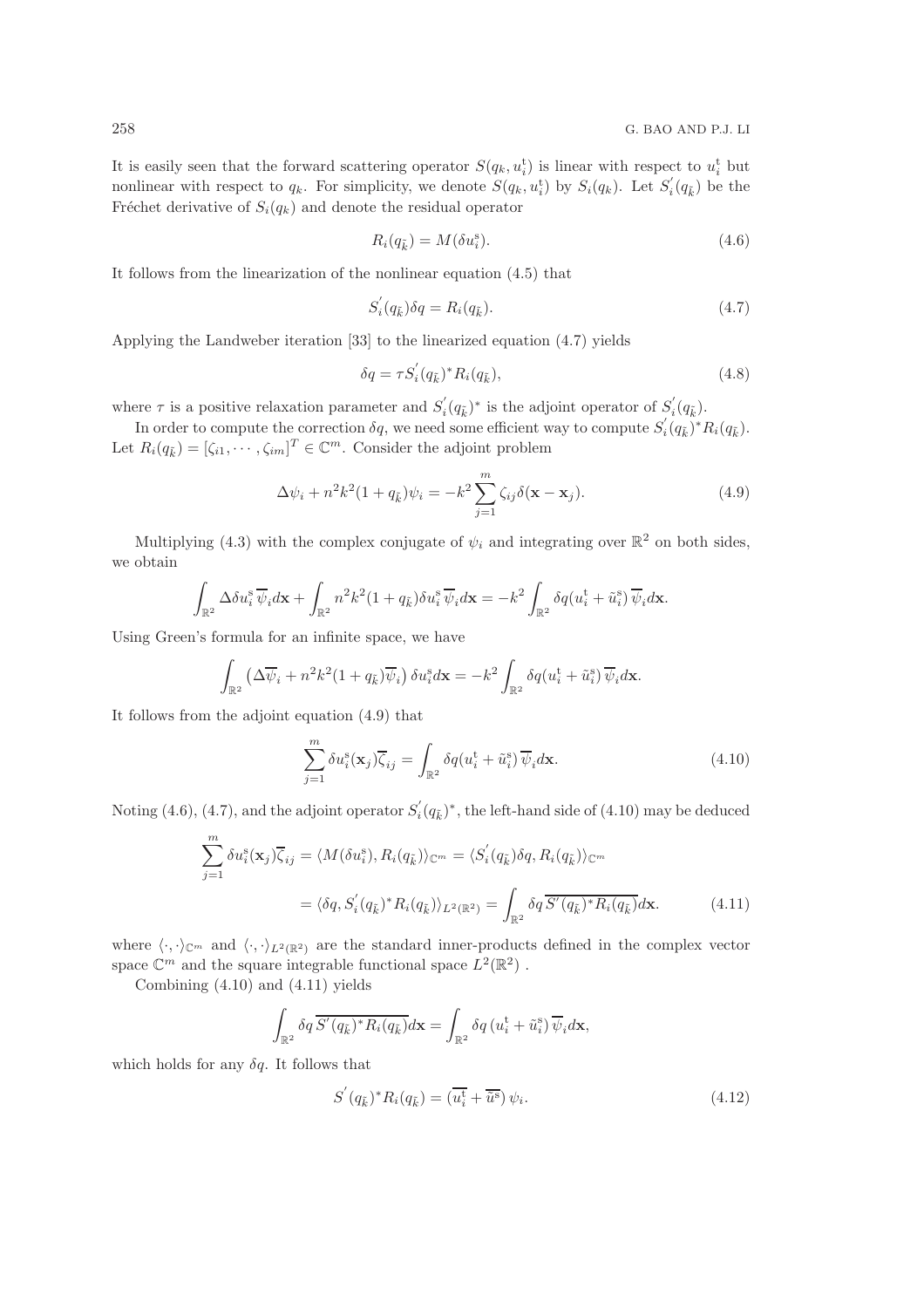It is easily seen that the forward scattering operator $S(q_k, u_i^{\rm t})$ is linear with respect to $u_i^{\rm t}$ but nonlinear with respect to $q_k$. For simplicity, we denote $S(q_k, u_i^{\rm t})$ by $S_i(q_k)$. Let $S_i^{'}(q_{\tilde{k}})$ be the Fréchet derivative of $S_i(q_k)$ and denote the residual operator

$$R_i(q_{\tilde{k}}) = M(\delta u_i^{\rm s}). \tag{4.6}$$

It follows from the linearization of the nonlinear equation (4.5) that

$$S_i^{'}(q_{\tilde{k}})\delta q = R_i(q_{\tilde{k}}). \tag{4.7}$$

Applying the Landweber iteration [33] to the linearized equation (4.7) yields

$$\delta q = \tau S_i^{'}(q_{\tilde{k}})^* R_i(q_{\tilde{k}}), \tag{4.8}$$

where $\tau$ is a positive relaxation parameter and $S_i^{'}(q_{\tilde{k}})^*$ is the adjoint operator of $S_i^{'}(q_{\tilde{k}})$.

In order to compute the correction $\delta q$, we need some efficient way to compute $S_i^{'}(q_{\tilde{k}})^* R_i(q_{\tilde{k}})$. Let $R_i(q_{\tilde{k}}) = [\zeta_{i1}, \cdots, \zeta_{im}]^T \in \mathbb{C}^m$. Consider the adjoint problem

$$\Delta \psi_i + n^2 k^2 (1 + q_{\tilde{k}}) \psi_i = -k^2 \sum_{j=1}^{m} \zeta_{ij} \delta(\mathbf{x} - \mathbf{x}_j). \tag{4.9}$$

Multiplying (4.3) with the complex conjugate of $\psi_i$ and integrating over $\mathbb{R}^2$ on both sides, we obtain

$$\int_{\mathbb{R}^2} \Delta \delta u_i^{\rm s} \overline{\psi}_i d\mathbf{x} + \int_{\mathbb{R}^2} n^2 k^2 (1 + q_{\tilde{k}}) \delta u_i^{\rm s} \overline{\psi}_i d\mathbf{x} = -k^2 \int_{\mathbb{R}^2} \delta q (u_i^{\rm t} + \tilde{u}_i^{\rm s}) \overline{\psi}_i d\mathbf{x}.$$

Using Green's formula for an infinite space, we have

$$\int_{\mathbb{R}^2} \left( \Delta \overline{\psi}_i + n^2 k^2 (1 + q_{\tilde{k}}) \overline{\psi}_i \right) \delta u_i^{\rm s} d\mathbf{x} = -k^2 \int_{\mathbb{R}^2} \delta q (u_i^{\rm t} + \tilde{u}_i^{\rm s}) \overline{\psi}_i d\mathbf{x}.$$

It follows from the adjoint equation (4.9) that

$$\sum_{j=1}^{m} \delta u_i^{\rm s}(\mathbf{x}_j) \overline{\zeta}_{ij} = \int_{\mathbb{R}^2} \delta q (u_i^{\rm t} + \tilde{u}_i^{\rm s}) \overline{\psi}_i d\mathbf{x}. \tag{4.10}$$

Noting (4.6), (4.7), and the adjoint operator $S_i^{'}(q_{\tilde{k}})^*$, the left-hand side of (4.10) may be deduced

$$\begin{aligned} \sum_{j=1}^{m} \delta u_i^{\rm s}(\mathbf{x}_j) \overline{\zeta}_{ij} &= \langle M(\delta u_i^{\rm s}), R_i(q_{\tilde{k}}) \rangle_{\mathbb{C}^m} = \langle S_i^{'}(q_{\tilde{k}}) \delta q, R_i(q_{\tilde{k}}) \rangle_{\mathbb{C}^m} \\ &= \langle \delta q, S_i^{'}(q_{\tilde{k}})^* R_i(q_{\tilde{k}}) \rangle_{L^2(\mathbb{R}^2)} = \int_{\mathbb{R}^2} \delta q \, \overline{S^{'}(q_{\tilde{k}})^* R_i(q_{\tilde{k}})} d\mathbf{x}. \end{aligned} \tag{4.11}$$

where $\langle \cdot, \cdot \rangle_{\mathbb{C}^m}$ and $\langle \cdot, \cdot \rangle_{L^2(\mathbb{R}^2)}$ are the standard inner-products defined in the complex vector space $\mathbb{C}^m$ and the square integrable functional space $L^2(\mathbb{R}^2)$ .

Combining (4.10) and (4.11) yields

$$\int_{\mathbb{R}^2} \delta q \, \overline{S^{'}(q_{\tilde{k}})^* R_i(q_{\tilde{k}})} d\mathbf{x} = \int_{\mathbb{R}^2} \delta q \, (u_i^{\rm t} + \tilde{u}_i^{\rm s}) \, \overline{\psi}_i d\mathbf{x},$$

which holds for any $\delta q$. It follows that

$$S^{'}(q_{\tilde{k}})^* R_i(q_{\tilde{k}}) = (\overline{u_i^{\rm t}} + \overline{\tilde{u}^{\rm s}}) \, \psi_i. \tag{4.12}$$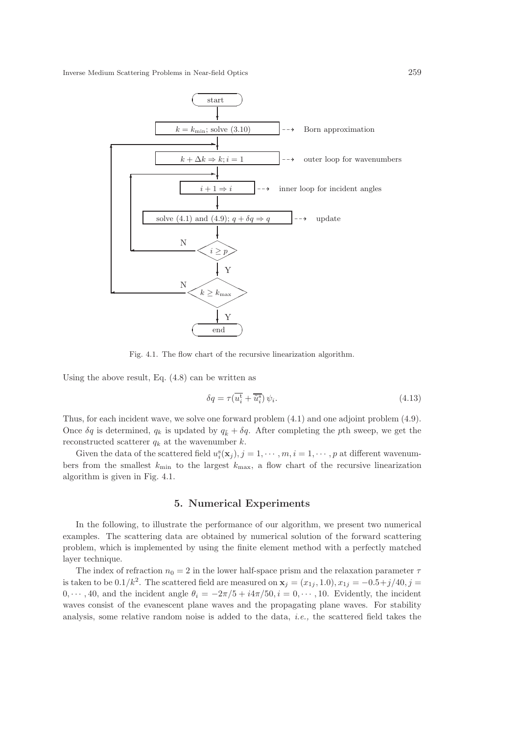Fig. 4.1. The flow chart of the recursive linearization algorithm.

Using the above result, Eq. (4.8) can be written as

$$\delta q = \tau(\overline{u_i^{\mathrm{t}}} + \overline{\tilde{u}_i^{\mathrm{s}}})\,\psi_i. \tag{4.13}$$

Thus, for each incident wave, we solve one forward problem (4.1) and one adjoint problem (4.9). Once $\delta q$ is determined, $q_k$ is updated by $q_{\tilde{k}} + \delta q$. After completing the $p$th sweep, we get the reconstructed scatterer $q_k$ at the wavenumber $k$.

Given the data of the scattered field $u_i^{\mathrm{s}}(\mathbf{x}_j), j = 1, \cdots, m, i = 1, \cdots, p$ at different wavenumbers from the smallest $k_{\min}$ to the largest $k_{\max}$, a flow chart of the recursive linearization algorithm is given in Fig. 4.1.

## 5. Numerical Experiments

In the following, to illustrate the performance of our algorithm, we present two numerical examples. The scattering data are obtained by numerical solution of the forward scattering problem, which is implemented by using the finite element method with a perfectly matched layer technique.

The index of refraction $n_0 = 2$ in the lower half-space prism and the relaxation parameter $\tau$ is taken to be $0.1/k^2$. The scattered field are measured on $\mathbf{x}_j = (x_{1j}, 1.0), x_{1j} = -0.5 + j/40, j = 0, \cdots, 40$, and the incident angle $\theta_i = -2\pi/5 + i4\pi/50, i = 0, \cdots, 10$. Evidently, the incident waves consist of the evanescent plane waves and the propagating plane waves. For stability analysis, some relative random noise is added to the data, *i.e.,* the scattered field takes the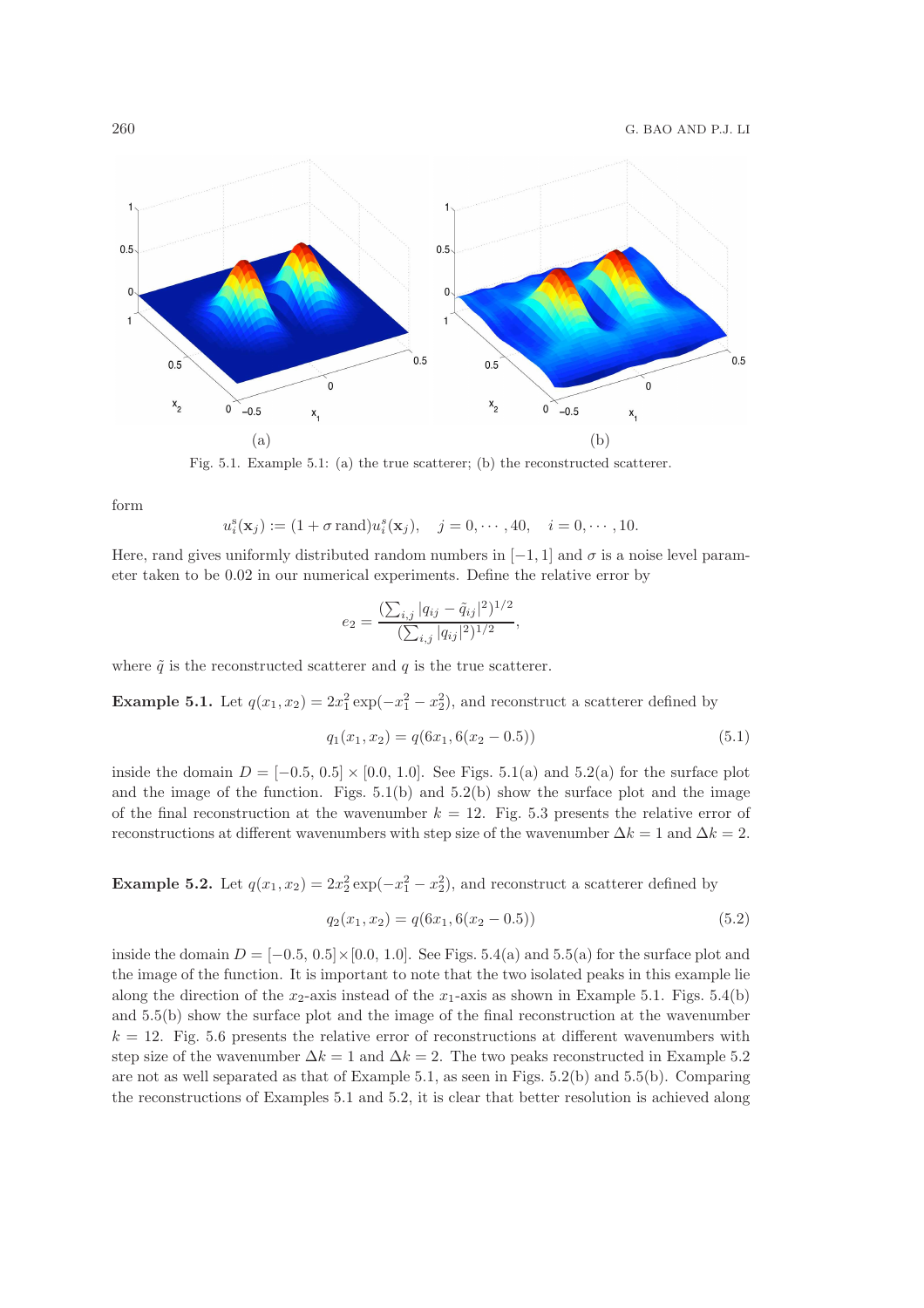Fig. 5.1. Example 5.1: (a) the true scatterer; (b) the reconstructed scatterer.

form

$$u_i^s(\mathbf{x}_j) := (1 + \sigma\, \text{rand}) u_i^s(\mathbf{x}_j), \quad j = 0, \cdots, 40, \quad i = 0, \cdots, 10.$$

Here, rand gives uniformly distributed random numbers in $[-1, 1]$ and $\sigma$ is a noise level parameter taken to be 0.02 in our numerical experiments. Define the relative error by

$$e_2 = \frac{(\sum_{i,j} |q_{ij} - \tilde{q}_{ij}|^2)^{1/2}}{(\sum_{i,j} |q_{ij}|^2)^{1/2}},$$

where $\tilde{q}$ is the reconstructed scatterer and $q$ is the true scatterer.

**Example 5.1.** Let $q(x_1, x_2) = 2x_1^2 \exp(-x_1^2 - x_2^2)$, and reconstruct a scatterer defined by

$$q_1(x_1, x_2) = q(6x_1, 6(x_2 - 0.5)) \tag{5.1}$$

inside the domain $D = [-0.5, 0.5] \times [0.0, 1.0]$. See Figs. 5.1(a) and 5.2(a) for the surface plot and the image of the function. Figs. 5.1(b) and 5.2(b) show the surface plot and the image of the final reconstruction at the wavenumber $k = 12$. Fig. 5.3 presents the relative error of reconstructions at different wavenumbers with step size of the wavenumber $\Delta k = 1$ and $\Delta k = 2$.

**Example 5.2.** Let $q(x_1, x_2) = 2x_2^2 \exp(-x_1^2 - x_2^2)$, and reconstruct a scatterer defined by

$$q_2(x_1, x_2) = q(6x_1, 6(x_2 - 0.5)) \tag{5.2}$$

inside the domain $D = [-0.5, 0.5] \times [0.0, 1.0]$. See Figs. 5.4(a) and 5.5(a) for the surface plot and the image of the function. It is important to note that the two isolated peaks in this example lie along the direction of the $x_2$-axis instead of the $x_1$-axis as shown in Example 5.1. Figs. 5.4(b) and 5.5(b) show the surface plot and the image of the final reconstruction at the wavenumber $k = 12$. Fig. 5.6 presents the relative error of reconstructions at different wavenumbers with step size of the wavenumber $\Delta k = 1$ and $\Delta k = 2$. The two peaks reconstructed in Example 5.2 are not as well separated as that of Example 5.1, as seen in Figs. 5.2(b) and 5.5(b). Comparing the reconstructions of Examples 5.1 and 5.2, it is clear that better resolution is achieved along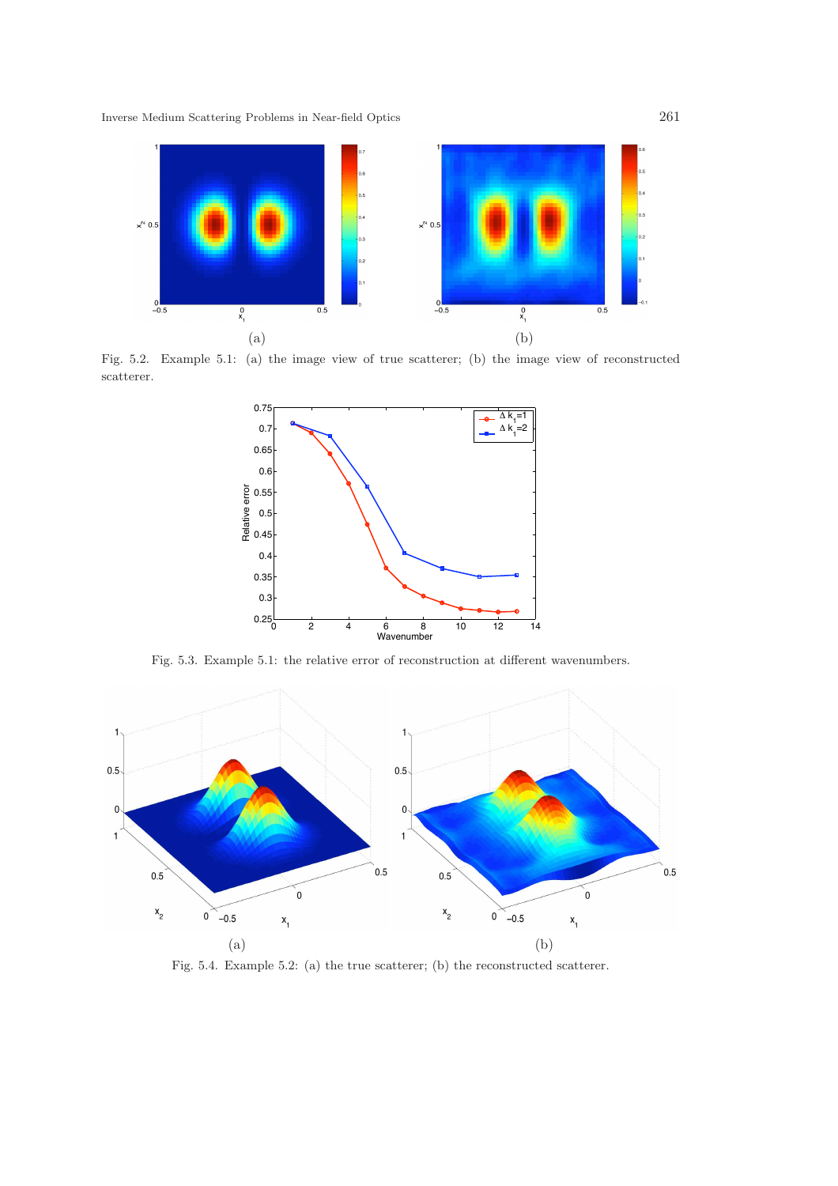Fig. 5.2. Example 5.1: (a) the image view of true scatterer; (b) the image view of reconstructed scatterer.

Fig. 5.3. Example 5.1: the relative error of reconstruction at different wavenumbers.

Fig. 5.4. Example 5.2: (a) the true scatterer; (b) the reconstructed scatterer.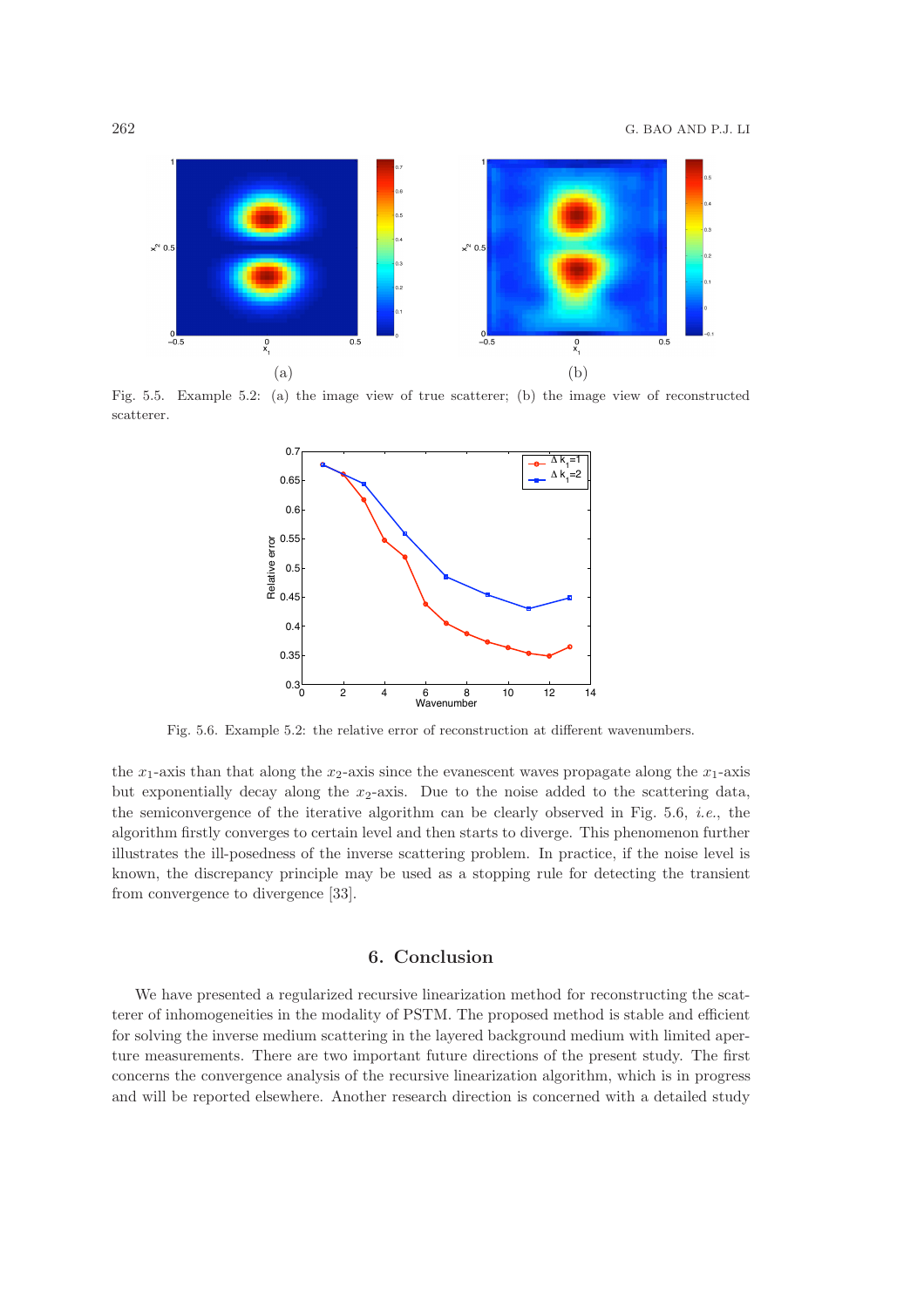Fig. 5.5. Example 5.2: (a) the image view of true scatterer; (b) the image view of reconstructed scatterer.

Fig. 5.6. Example 5.2: the relative error of reconstruction at different wavenumbers.

the $x_1$-axis than that along the $x_2$-axis since the evanescent waves propagate along the $x_1$-axis but exponentially decay along the $x_2$-axis. Due to the noise added to the scattering data, the semiconvergence of the iterative algorithm can be clearly observed in Fig. 5.6, *i.e.*, the algorithm firstly converges to certain level and then starts to diverge. This phenomenon further illustrates the ill-posedness of the inverse scattering problem. In practice, if the noise level is known, the discrepancy principle may be used as a stopping rule for detecting the transient from convergence to divergence [33].

## 6. Conclusion

We have presented a regularized recursive linearization method for reconstructing the scatterer of inhomogeneities in the modality of PSTM. The proposed method is stable and efficient for solving the inverse medium scattering in the layered background medium with limited aperture measurements. There are two important future directions of the present study. The first concerns the convergence analysis of the recursive linearization algorithm, which is in progress and will be reported elsewhere. Another research direction is concerned with a detailed study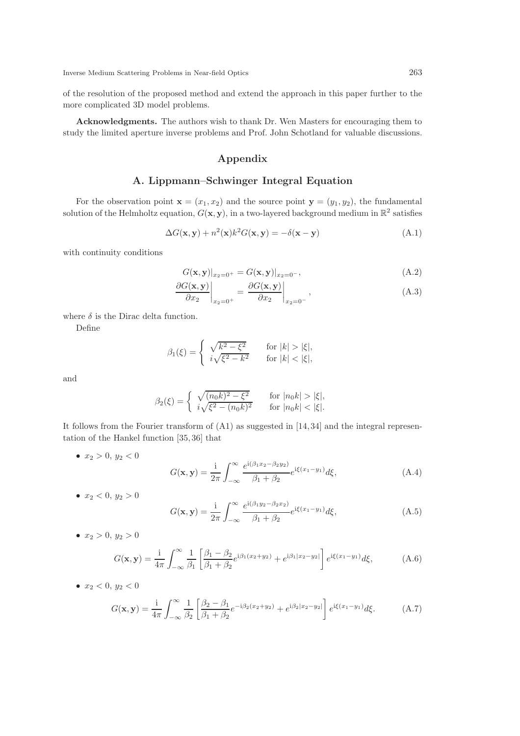of the resolution of the proposed method and extend the approach in this paper further to the more complicated 3D model problems.

**Acknowledgments.** The authors wish to thank Dr. Wen Masters for encouraging them to study the limited aperture inverse problems and Prof. John Schotland for valuable discussions.

# Appendix

## A. Lippmann–Schwinger Integral Equation

For the observation point $\mathbf{x} = (x_1, x_2)$ and the source point $\mathbf{y} = (y_1, y_2)$, the fundamental solution of the Helmholtz equation, $G(\mathbf{x}, \mathbf{y})$, in a two-layered background medium in $\mathbb{R}^2$ satisfies

$$\Delta G(\mathbf{x}, \mathbf{y}) + n^2(\mathbf{x})k^2 G(\mathbf{x}, \mathbf{y}) = -\delta(\mathbf{x} - \mathbf{y}) \tag{A.1}$$

with continuity conditions

$$G(\mathbf{x}, \mathbf{y})|_{x_2=0^+} = G(\mathbf{x}, \mathbf{y})|_{x_2=0^-}, \tag{A.2}$$

$$\left.\frac{\partial G(\mathbf{x}, \mathbf{y})}{\partial x_2}\right|_{x_2=0^+} = \left.\frac{\partial G(\mathbf{x}, \mathbf{y})}{\partial x_2}\right|_{x_2=0^-}, \tag{A.3}$$

where $\delta$ is the Dirac delta function.

Define

$$\beta_1(\xi) = \begin{cases} \sqrt{k^2 - \xi^2} & \text{for } |k| > |\xi|, \\ i\sqrt{\xi^2 - k^2} & \text{for } |k| < |\xi|, \end{cases}$$

and

$$\beta_2(\xi) = \begin{cases} \sqrt{(n_0 k)^2 - \xi^2} & \text{for } |n_0 k| > |\xi|, \\ i\sqrt{\xi^2 - (n_0 k)^2} & \text{for } |n_0 k| < |\xi|. \end{cases}$$

It follows from the Fourier transform of (A1) as suggested in [14, 34] and the integral representation of the Hankel function [35, 36] that

- $x_2 > 0,\ y_2 < 0$

$$G(\mathbf{x}, \mathbf{y}) = \frac{\mathrm{i}}{2\pi} \int_{-\infty}^{\infty} \frac{e^{\mathrm{i}(\beta_1 x_2 - \beta_2 y_2)}}{\beta_1 + \beta_2} e^{\mathrm{i}\xi(x_1 - y_1)} d\xi, \tag{A.4}$$

- $x_2 < 0,\ y_2 > 0$

$$G(\mathbf{x}, \mathbf{y}) = \frac{\mathrm{i}}{2\pi} \int_{-\infty}^{\infty} \frac{e^{\mathrm{i}(\beta_1 y_2 - \beta_2 x_2)}}{\beta_1 + \beta_2} e^{\mathrm{i}\xi(x_1 - y_1)} d\xi, \tag{A.5}$$

- $x_2 > 0,\ y_2 > 0$

$$G(\mathbf{x}, \mathbf{y}) = \frac{\mathrm{i}}{4\pi} \int_{-\infty}^{\infty} \frac{1}{\beta_1} \left[ \frac{\beta_1 - \beta_2}{\beta_1 + \beta_2} e^{\mathrm{i}\beta_1(x_2 + y_2)} + e^{\mathrm{i}\beta_1|x_2 - y_2|} \right] e^{\mathrm{i}\xi(x_1 - y_1)} d\xi, \tag{A.6}$$

- $x_2 < 0,\ y_2 < 0$

$$G(\mathbf{x}, \mathbf{y}) = \frac{\mathrm{i}}{4\pi} \int_{-\infty}^{\infty} \frac{1}{\beta_2} \left[ \frac{\beta_2 - \beta_1}{\beta_1 + \beta_2} e^{-\mathrm{i}\beta_2(x_2 + y_2)} + e^{\mathrm{i}\beta_2|x_2 - y_2|} \right] e^{\mathrm{i}\xi(x_1 - y_1)} d\xi. \tag{A.7}$$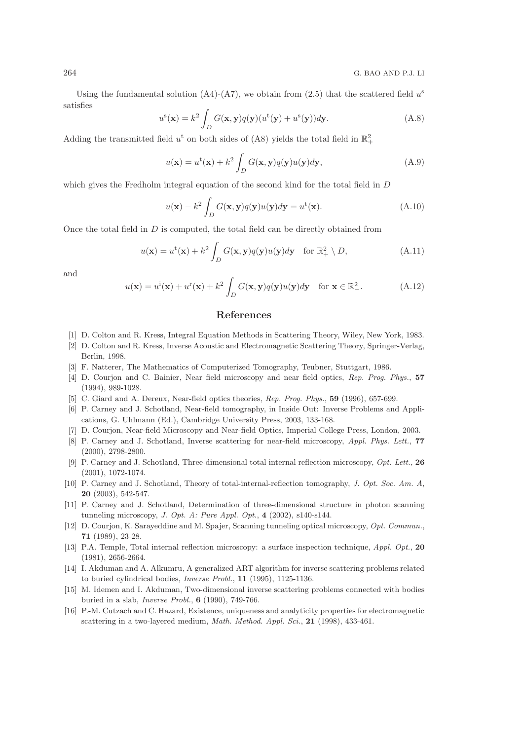Using the fundamental solution (A4)-(A7), we obtain from (2.5) that the scattered field $u^{\rm s}$ satisfies

$$u^{\rm s}(\mathbf{x}) = k^2 \int_D G(\mathbf{x}, \mathbf{y}) q(\mathbf{y}) (u^{\rm t}(\mathbf{y}) + u^{\rm s}(\mathbf{y})) d\mathbf{y}. \tag{A.8}$$

Adding the transmitted field $u^{\rm t}$ on both sides of (A8) yields the total field in $\mathbb{R}^2_+$

$$u(\mathbf{x}) = u^{\rm t}(\mathbf{x}) + k^2 \int_D G(\mathbf{x}, \mathbf{y}) q(\mathbf{y}) u(\mathbf{y}) d\mathbf{y}, \tag{A.9}$$

which gives the Fredholm integral equation of the second kind for the total field in $D$

$$u(\mathbf{x}) - k^2 \int_D G(\mathbf{x}, \mathbf{y}) q(\mathbf{y}) u(\mathbf{y}) d\mathbf{y} = u^{\rm t}(\mathbf{x}). \tag{A.10}$$

Once the total field in $D$ is computed, the total field can be directly obtained from

$$u(\mathbf{x}) = u^{\rm t}(\mathbf{x}) + k^2 \int_D G(\mathbf{x}, \mathbf{y}) q(\mathbf{y}) u(\mathbf{y}) d\mathbf{y} \quad \text{for } \mathbb{R}^2_+ \setminus D, \tag{A.11}$$

and

$$u(\mathbf{x}) = u^{\rm i}(\mathbf{x}) + u^{\rm r}(\mathbf{x}) + k^2 \int_D G(\mathbf{x}, \mathbf{y}) q(\mathbf{y}) u(\mathbf{y}) d\mathbf{y} \quad \text{for } \mathbf{x} \in \mathbb{R}^2_-. \tag{A.12}$$

## References

[1] D. Colton and R. Kress, Integral Equation Methods in Scattering Theory, Wiley, New York, 1983.

[2] D. Colton and R. Kress, Inverse Acoustic and Electromagnetic Scattering Theory, Springer-Verlag, Berlin, 1998.

[3] F. Natterer, The Mathematics of Computerized Tomography, Teubner, Stuttgart, 1986.

[4] D. Courjon and C. Bainier, Near field microscopy and near field optics, *Rep. Prog. Phys.*, **57** (1994), 989-1028.

[5] C. Giard and A. Dereux, Near-field optics theories, *Rep. Prog. Phys.*, **59** (1996), 657-699.

[6] P. Carney and J. Schotland, Near-field tomography, in Inside Out: Inverse Problems and Applications, G. Uhlmann (Ed.), Cambridge University Press, 2003, 133-168.

[7] D. Courjon, Near-field Microscopy and Near-field Optics, Imperial College Press, London, 2003.

[8] P. Carney and J. Schotland, Inverse scattering for near-field microscopy, *Appl. Phys. Lett.*, **77** (2000), 2798-2800.

[9] P. Carney and J. Schotland, Three-dimensional total internal reflection microscopy, *Opt. Lett.*, **26** (2001), 1072-1074.

[10] P. Carney and J. Schotland, Theory of total-internal-reflection tomography, *J. Opt. Soc. Am. A*, **20** (2003), 542-547.

[11] P. Carney and J. Schotland, Determination of three-dimensional structure in photon scanning tunneling microscopy, *J. Opt. A: Pure Appl. Opt.*, **4** (2002), s140-s144.

[12] D. Courjon, K. Sarayeddine and M. Spajer, Scanning tunneling optical microscopy, *Opt. Commun.*, **71** (1989), 23-28.

[13] P.A. Temple, Total internal reflection microscopy: a surface inspection technique, *Appl. Opt.*, **20** (1981), 2656-2664.

[14] I. Akduman and A. Alkumru, A generalized ART algorithm for inverse scattering problems related to buried cylindrical bodies, *Inverse Probl.*, **11** (1995), 1125-1136.

[15] M. Idemen and I. Akduman, Two-dimensional inverse scattering problems connected with bodies buried in a slab, *Inverse Probl.*, **6** (1990), 749-766.

[16] P.-M. Cutzach and C. Hazard, Existence, uniqueness and analyticity properties for electromagnetic scattering in a two-layered medium, *Math. Method. Appl. Sci.*, **21** (1998), 433-461.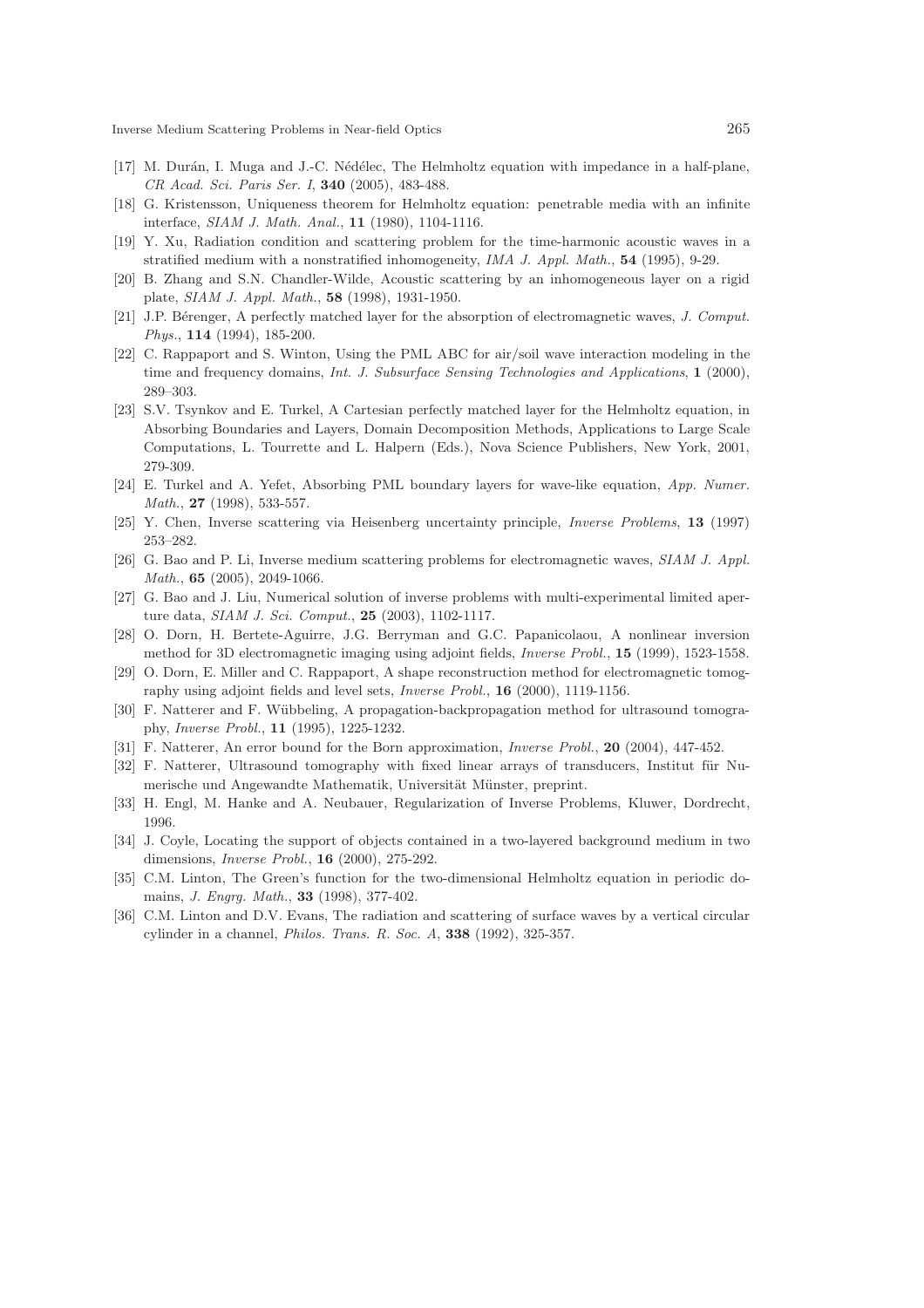[17] M. Durán, I. Muga and J.-C. Nédélec, The Helmholtz equation with impedance in a half-plane, *CR Acad. Sci. Paris Ser. I*, **340** (2005), 483-488.

[18] G. Kristensson, Uniqueness theorem for Helmholtz equation: penetrable media with an infinite interface, *SIAM J. Math. Anal.*, **11** (1980), 1104-1116.

[19] Y. Xu, Radiation condition and scattering problem for the time-harmonic acoustic waves in a stratified medium with a nonstratified inhomogeneity, *IMA J. Appl. Math.*, **54** (1995), 9-29.

[20] B. Zhang and S.N. Chandler-Wilde, Acoustic scattering by an inhomogeneous layer on a rigid plate, *SIAM J. Appl. Math.*, **58** (1998), 1931-1950.

[21] J.P. Bérenger, A perfectly matched layer for the absorption of electromagnetic waves, *J. Comput. Phys.*, **114** (1994), 185-200.

[22] C. Rappaport and S. Winton, Using the PML ABC for air/soil wave interaction modeling in the time and frequency domains, *Int. J. Subsurface Sensing Technologies and Applications*, **1** (2000), 289–303.

[23] S.V. Tsynkov and E. Turkel, A Cartesian perfectly matched layer for the Helmholtz equation, in Absorbing Boundaries and Layers, Domain Decomposition Methods, Applications to Large Scale Computations, L. Tourrette and L. Halpern (Eds.), Nova Science Publishers, New York, 2001, 279-309.

[24] E. Turkel and A. Yefet, Absorbing PML boundary layers for wave-like equation, *App. Numer. Math.*, **27** (1998), 533-557.

[25] Y. Chen, Inverse scattering via Heisenberg uncertainty principle, *Inverse Problems*, **13** (1997) 253–282.

[26] G. Bao and P. Li, Inverse medium scattering problems for electromagnetic waves, *SIAM J. Appl. Math.*, **65** (2005), 2049-1066.

[27] G. Bao and J. Liu, Numerical solution of inverse problems with multi-experimental limited aperture data, *SIAM J. Sci. Comput.*, **25** (2003), 1102-1117.

[28] O. Dorn, H. Bertete-Aguirre, J.G. Berryman and G.C. Papanicolaou, A nonlinear inversion method for 3D electromagnetic imaging using adjoint fields, *Inverse Probl.*, **15** (1999), 1523-1558.

[29] O. Dorn, E. Miller and C. Rappaport, A shape reconstruction method for electromagnetic tomography using adjoint fields and level sets, *Inverse Probl.*, **16** (2000), 1119-1156.

[30] F. Natterer and F. Wübbeling, A propagation-backpropagation method for ultrasound tomography, *Inverse Probl.*, **11** (1995), 1225-1232.

[31] F. Natterer, An error bound for the Born approximation, *Inverse Probl.*, **20** (2004), 447-452.

[32] F. Natterer, Ultrasound tomography with fixed linear arrays of transducers, Institut für Numerische und Angewandte Mathematik, Universität Münster, preprint.

[33] H. Engl, M. Hanke and A. Neubauer, Regularization of Inverse Problems, Kluwer, Dordrecht, 1996.

[34] J. Coyle, Locating the support of objects contained in a two-layered background medium in two dimensions, *Inverse Probl.*, **16** (2000), 275-292.

[35] C.M. Linton, The Green's function for the two-dimensional Helmholtz equation in periodic domains, *J. Engrg. Math.*, **33** (1998), 377-402.

[36] C.M. Linton and D.V. Evans, The radiation and scattering of surface waves by a vertical circular cylinder in a channel, *Philos. Trans. R. Soc. A*, **338** (1992), 325-357.